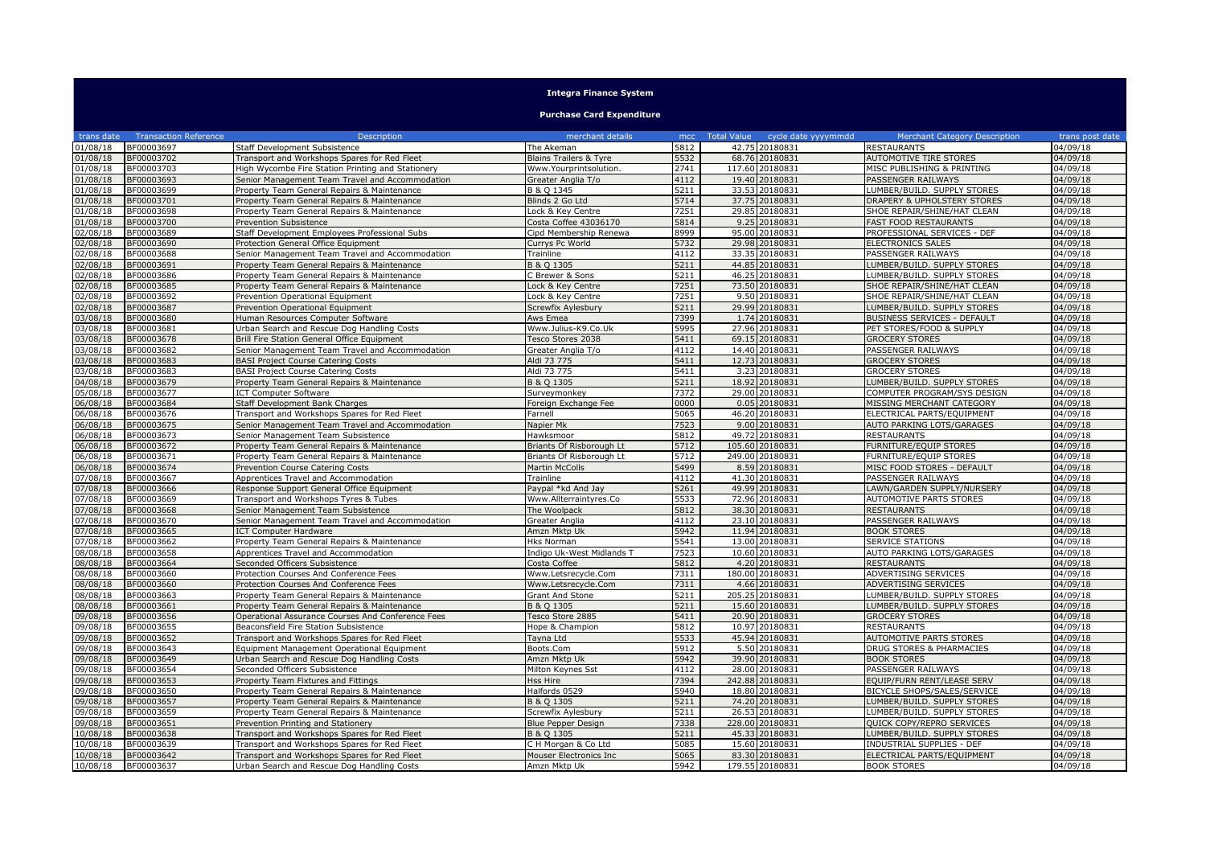# Integra Finance System

## Purchase Card Expenditure

| trans date | Transaction Reference | Description | merchant details | mcc | Total Value | cycle date yyyymmdd | Merchant Category Description | trans post date |
|---|---|---|---|---|---|---|---|---|
| 01/08/18 | BF00003697 | Staff Development Subsistence | The Akeman | 5812 | 42.75 | 20180831 | RESTAURANTS | 04/09/18 |
| 01/08/18 | BF00003702 | Transport and Workshops Spares for Red Fleet | Blains Trailers & Tyre | 5532 | 68.76 | 20180831 | AUTOMOTIVE TIRE STORES | 04/09/18 |
| 01/08/18 | BF00003703 | High Wycombe Fire Station Printing and Stationery | Www.Yourprintsolution. | 2741 | 117.60 | 20180831 | MISC PUBLISHING & PRINTING | 04/09/18 |
| 01/08/18 | BF00003693 | Senior Management Team Travel and Accommodation | Greater Anglia T/o | 4112 | 19.40 | 20180831 | PASSENGER RAILWAYS | 04/09/18 |
| 01/08/18 | BF00003699 | Property Team General Repairs & Maintenance | B & Q 1345 | 5211 | 33.53 | 20180831 | LUMBER/BUILD. SUPPLY STORES | 04/09/18 |
| 01/08/18 | BF00003701 | Property Team General Repairs & Maintenance | Blinds 2 Go Ltd | 5714 | 37.75 | 20180831 | DRAPERY & UPHOLSTERY STORES | 04/09/18 |
| 01/08/18 | BF00003698 | Property Team General Repairs & Maintenance | Lock & Key Centre | 7251 | 29.85 | 20180831 | SHOE REPAIR/SHINE/HAT CLEAN | 04/09/18 |
| 01/08/18 | BF00003700 | Prevention Subsistence | Costa Coffee 43036170 | 5814 | 9.25 | 20180831 | FAST FOOD RESTAURANTS | 04/09/18 |
| 02/08/18 | BF00003689 | Staff Development Employees Professional Subs | Cipd Membership Renewa | 8999 | 95.00 | 20180831 | PROFESSIONAL SERVICES - DEF | 04/09/18 |
| 02/08/18 | BF00003690 | Protection General Office Equipment | Currys Pc World | 5732 | 29.98 | 20180831 | ELECTRONICS SALES | 04/09/18 |
| 02/08/18 | BF00003688 | Senior Management Team Travel and Accommodation | Trainline | 4112 | 33.35 | 20180831 | PASSENGER RAILWAYS | 04/09/18 |
| 02/08/18 | BF00003691 | Property Team General Repairs & Maintenance | B & Q 1305 | 5211 | 44.85 | 20180831 | LUMBER/BUILD. SUPPLY STORES | 04/09/18 |
| 02/08/18 | BF00003686 | Property Team General Repairs & Maintenance | C Brewer & Sons | 5211 | 46.25 | 20180831 | LUMBER/BUILD. SUPPLY STORES | 04/09/18 |
| 02/08/18 | BF00003685 | Property Team General Repairs & Maintenance | Lock & Key Centre | 7251 | 73.50 | 20180831 | SHOE REPAIR/SHINE/HAT CLEAN | 04/09/18 |
| 02/08/18 | BF00003692 | Prevention Operational Equipment | Lock & Key Centre | 7251 | 9.50 | 20180831 | SHOE REPAIR/SHINE/HAT CLEAN | 04/09/18 |
| 02/08/18 | BF00003687 | Prevention Operational Equipment | Screwfix Aylesbury | 5211 | 29.99 | 20180831 | LUMBER/BUILD. SUPPLY STORES | 04/09/18 |
| 03/08/18 | BF00003680 | Human Resources Computer Software | Aws Emea | 7399 | 1.74 | 20180831 | BUSINESS SERVICES - DEFAULT | 04/09/18 |
| 03/08/18 | BF00003681 | Urban Search and Rescue Dog Handling Costs | Www.Julius-K9.Co.Uk | 5995 | 27.96 | 20180831 | PET STORES/FOOD & SUPPLY | 04/09/18 |
| 03/08/18 | BF00003678 | Brill Fire Station General Office Equipment | Tesco Stores 2038 | 5411 | 69.15 | 20180831 | GROCERY STORES | 04/09/18 |
| 03/08/18 | BF00003682 | Senior Management Team Travel and Accommodation | Greater Anglia T/o | 4112 | 14.40 | 20180831 | PASSENGER RAILWAYS | 04/09/18 |
| 03/08/18 | BF00003683 | BASI Project Course Catering Costs | Aldi 73 775 | 5411 | 12.73 | 20180831 | GROCERY STORES | 04/09/18 |
| 03/08/18 | BF00003683 | BASI Project Course Catering Costs | Aldi 73 775 | 5411 | 3.23 | 20180831 | GROCERY STORES | 04/09/18 |
| 04/08/18 | BF00003679 | Property Team General Repairs & Maintenance | B & Q 1305 | 5211 | 18.92 | 20180831 | LUMBER/BUILD. SUPPLY STORES | 04/09/18 |
| 05/08/18 | BF00003677 | ICT Computer Software | Surveymonkey | 7372 | 29.00 | 20180831 | COMPUTER PROGRAM/SYS DESIGN | 04/09/18 |
| 06/08/18 | BF00003684 | Staff Development Bank Charges | Foreign Exchange Fee | 0000 | 0.05 | 20180831 | MISSING MERCHANT CATEGORY | 04/09/18 |
| 06/08/18 | BF00003676 | Transport and Workshops Spares for Red Fleet | Farnell | 5065 | 46.20 | 20180831 | ELECTRICAL PARTS/EQUIPMENT | 04/09/18 |
| 06/08/18 | BF00003675 | Senior Management Team Travel and Accommodation | Napier Mk | 7523 | 9.00 | 20180831 | AUTO PARKING LOTS/GARAGES | 04/09/18 |
| 06/08/18 | BF00003673 | Senior Management Team Subsistence | Hawksmoor | 5812 | 49.72 | 20180831 | RESTAURANTS | 04/09/18 |
| 06/08/18 | BF00003672 | Property Team General Repairs & Maintenance | Briants Of Risborough Lt | 5712 | 105.60 | 20180831 | FURNITURE/EQUIP STORES | 04/09/18 |
| 06/08/18 | BF00003671 | Property Team General Repairs & Maintenance | Briants Of Risborough Lt | 5712 | 249.00 | 20180831 | FURNITURE/EQUIP STORES | 04/09/18 |
| 06/08/18 | BF00003674 | Prevention Course Catering Costs | Martin McColls | 5499 | 8.59 | 20180831 | MISC FOOD STORES - DEFAULT | 04/09/18 |
| 07/08/18 | BF00003667 | Apprentices Travel and Accommodation | Trainline | 4112 | 41.30 | 20180831 | PASSENGER RAILWAYS | 04/09/18 |
| 07/08/18 | BF00003666 | Response Support General Office Equipment | Paypal *kd And Jay | 5261 | 49.99 | 20180831 | LAWN/GARDEN SUPPLY/NURSERY | 04/09/18 |
| 07/08/18 | BF00003669 | Transport and Workshops Tyres & Tubes | Www.Allterraintyres.Co | 5533 | 72.96 | 20180831 | AUTOMOTIVE PARTS STORES | 04/09/18 |
| 07/08/18 | BF00003668 | Senior Management Team Subsistence | The Woolpack | 5812 | 38.30 | 20180831 | RESTAURANTS | 04/09/18 |
| 07/08/18 | BF00003670 | Senior Management Team Travel and Accommodation | Greater Anglia | 4112 | 23.10 | 20180831 | PASSENGER RAILWAYS | 04/09/18 |
| 07/08/18 | BF00003665 | ICT Computer Hardware | Amzn Mktp Uk | 5942 | 11.94 | 20180831 | BOOK STORES | 04/09/18 |
| 07/08/18 | BF00003662 | Property Team General Repairs & Maintenance | Hks Norman | 5541 | 13.00 | 20180831 | SERVICE STATIONS | 04/09/18 |
| 08/08/18 | BF00003658 | Apprentices Travel and Accommodation | Indigo Uk-West Midlands T | 7523 | 10.60 | 20180831 | AUTO PARKING LOTS/GARAGES | 04/09/18 |
| 08/08/18 | BF00003664 | Seconded Officers Subsistence | Costa Coffee | 5812 | 4.20 | 20180831 | RESTAURANTS | 04/09/18 |
| 08/08/18 | BF00003660 | Protection Courses And Conference Fees | Www.Letsrecycle.Com | 7311 | 180.00 | 20180831 | ADVERTISING SERVICES | 04/09/18 |
| 08/08/18 | BF00003660 | Protection Courses And Conference Fees | Www.Letsrecycle.Com | 7311 | 4.66 | 20180831 | ADVERTISING SERVICES | 04/09/18 |
| 08/08/18 | BF00003663 | Property Team General Repairs & Maintenance | Grant And Stone | 5211 | 205.25 | 20180831 | LUMBER/BUILD. SUPPLY STORES | 04/09/18 |
| 08/08/18 | BF00003661 | Property Team General Repairs & Maintenance | B & Q 1305 | 5211 | 15.60 | 20180831 | LUMBER/BUILD. SUPPLY STORES | 04/09/18 |
| 09/08/18 | BF00003656 | Operational Assurance Courses And Conference Fees | Tesco Store 2885 | 5411 | 20.90 | 20180831 | GROCERY STORES | 04/09/18 |
| 09/08/18 | BF00003655 | Beaconsfield Fire Station Subsistence | Hope & Champion | 5812 | 10.97 | 20180831 | RESTAURANTS | 04/09/18 |
| 09/08/18 | BF00003652 | Transport and Workshops Spares for Red Fleet | Tayna Ltd | 5533 | 45.94 | 20180831 | AUTOMOTIVE PARTS STORES | 04/09/18 |
| 09/08/18 | BF00003643 | Equipment Management Operational Equipment | Boots.Com | 5912 | 5.50 | 20180831 | DRUG STORES & PHARMACIES | 04/09/18 |
| 09/08/18 | BF00003649 | Urban Search and Rescue Dog Handling Costs | Amzn Mktp Uk | 5942 | 39.90 | 20180831 | BOOK STORES | 04/09/18 |
| 09/08/18 | BF00003654 | Seconded Officers Subsistence | Milton Keynes Sst | 4112 | 28.00 | 20180831 | PASSENGER RAILWAYS | 04/09/18 |
| 09/08/18 | BF00003653 | Property Team Fixtures and Fittings | Hss Hire | 7394 | 242.88 | 20180831 | EQUIP/FURN RENT/LEASE SERV | 04/09/18 |
| 09/08/18 | BF00003650 | Property Team General Repairs & Maintenance | Halfords 0529 | 5940 | 18.80 | 20180831 | BICYCLE SHOPS/SALES/SERVICE | 04/09/18 |
| 09/08/18 | BF00003657 | Property Team General Repairs & Maintenance | B & Q 1305 | 5211 | 74.20 | 20180831 | LUMBER/BUILD. SUPPLY STORES | 04/09/18 |
| 09/08/18 | BF00003659 | Property Team General Repairs & Maintenance | Screwfix Aylesbury | 5211 | 26.53 | 20180831 | LUMBER/BUILD. SUPPLY STORES | 04/09/18 |
| 09/08/18 | BF00003651 | Prevention Printing and Stationery | Blue Pepper Design | 7338 | 228.00 | 20180831 | QUICK COPY/REPRO SERVICES | 04/09/18 |
| 10/08/18 | BF00003638 | Transport and Workshops Spares for Red Fleet | B & Q 1305 | 5211 | 45.33 | 20180831 | LUMBER/BUILD. SUPPLY STORES | 04/09/18 |
| 10/08/18 | BF00003639 | Transport and Workshops Spares for Red Fleet | C H Morgan & Co Ltd | 5085 | 15.60 | 20180831 | INDUSTRIAL SUPPLIES - DEF | 04/09/18 |
| 10/08/18 | BF00003642 | Transport and Workshops Spares for Red Fleet | Mouser Electronics Inc | 5065 | 83.30 | 20180831 | ELECTRICAL PARTS/EQUIPMENT | 04/09/18 |
| 10/08/18 | BF00003637 | Urban Search and Rescue Dog Handling Costs | Amzn Mktp Uk | 5942 | 179.55 | 20180831 | BOOK STORES | 04/09/18 |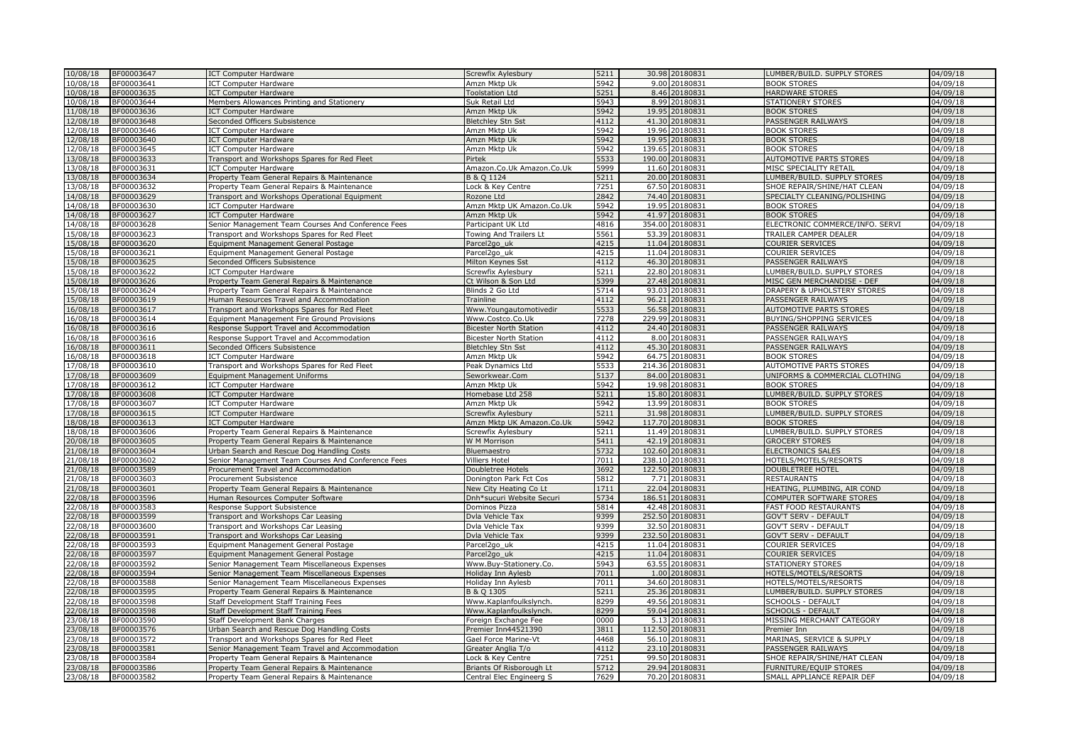| | | | | | | | | |
|---|---|---|---|---|---|---|---|---|
| 10/08/18 | BF00003647 | ICT Computer Hardware | Screwfix Aylesbury | 5211 | 30.98 | 20180831 | LUMBER/BUILD. SUPPLY STORES | 04/09/18 |
| 10/08/18 | BF00003641 | ICT Computer Hardware | Amzn Mktp Uk | 5942 | 9.00 | 20180831 | BOOK STORES | 04/09/18 |
| 10/08/18 | BF00003635 | ICT Computer Hardware | Toolstation Ltd | 5251 | 8.46 | 20180831 | HARDWARE STORES | 04/09/18 |
| 10/08/18 | BF00003644 | Members Allowances Printing and Stationery | Suk Retail Ltd | 5943 | 8.99 | 20180831 | STATIONERY STORES | 04/09/18 |
| 11/08/18 | BF00003636 | ICT Computer Hardware | Amzn Mktp Uk | 5942 | 19.95 | 20180831 | BOOK STORES | 04/09/18 |
| 12/08/18 | BF00003648 | Seconded Officers Subsistence | Bletchley Stn Sst | 4112 | 41.30 | 20180831 | PASSENGER RAILWAYS | 04/09/18 |
| 12/08/18 | BF00003646 | ICT Computer Hardware | Amzn Mktp Uk | 5942 | 19.96 | 20180831 | BOOK STORES | 04/09/18 |
| 12/08/18 | BF00003640 | ICT Computer Hardware | Amzn Mktp Uk | 5942 | 19.95 | 20180831 | BOOK STORES | 04/09/18 |
| 12/08/18 | BF00003645 | ICT Computer Hardware | Amzn Mktp Uk | 5942 | 139.65 | 20180831 | BOOK STORES | 04/09/18 |
| 13/08/18 | BF00003633 | Transport and Workshops Spares for Red Fleet | Pirtek | 5533 | 190.00 | 20180831 | AUTOMOTIVE PARTS STORES | 04/09/18 |
| 13/08/18 | BF00003631 | ICT Computer Hardware | Amazon.Co.Uk Amazon.Co.Uk | 5999 | 11.60 | 20180831 | MISC SPECIALITY RETAIL | 04/09/18 |
| 13/08/18 | BF00003634 | Property Team General Repairs & Maintenance | B & Q 1124 | 5211 | 20.00 | 20180831 | LUMBER/BUILD. SUPPLY STORES | 04/09/18 |
| 13/08/18 | BF00003632 | Property Team General Repairs & Maintenance | Lock & Key Centre | 7251 | 67.50 | 20180831 | SHOE REPAIR/SHINE/HAT CLEAN | 04/09/18 |
| 14/08/18 | BF00003629 | Transport and Workshops Operational Equipment | Rozone Ltd | 2842 | 74.40 | 20180831 | SPECIALTY CLEANING/POLISHING | 04/09/18 |
| 14/08/18 | BF00003630 | ICT Computer Hardware | Amzn Mktp UK Amazon.Co.Uk | 5942 | 19.95 | 20180831 | BOOK STORES | 04/09/18 |
| 14/08/18 | BF00003627 | ICT Computer Hardware | Amzn Mktp Uk | 5942 | 41.97 | 20180831 | BOOK STORES | 04/09/18 |
| 14/08/18 | BF00003628 | Senior Management Team Courses And Conference Fees | Participant UK Ltd | 4816 | 354.00 | 20180831 | ELECTRONIC COMMERCE/INFO. SERVI | 04/09/18 |
| 15/08/18 | BF00003623 | Transport and Workshops Spares for Red Fleet | Towing And Trailers Lt | 5561 | 53.39 | 20180831 | TRAILER CAMPER DEALER | 04/09/18 |
| 15/08/18 | BF00003620 | Equipment Management General Postage | Parcel2go_uk | 4215 | 11.04 | 20180831 | COURIER SERVICES | 04/09/18 |
| 15/08/18 | BF00003621 | Equipment Management General Postage | Parcel2go_uk | 4215 | 11.04 | 20180831 | COURIER SERVICES | 04/09/18 |
| 15/08/18 | BF00003625 | Seconded Officers Subsistence | Milton Keynes Sst | 4112 | 46.30 | 20180831 | PASSENGER RAILWAYS | 04/09/18 |
| 15/08/18 | BF00003622 | ICT Computer Hardware | Screwfix Aylesbury | 5211 | 22.80 | 20180831 | LUMBER/BUILD. SUPPLY STORES | 04/09/18 |
| 15/08/18 | BF00003626 | Property Team General Repairs & Maintenance | Ct Wilson & Son Ltd | 5399 | 27.48 | 20180831 | MISC GEN MERCHANDISE - DEF | 04/09/18 |
| 15/08/18 | BF00003624 | Property Team General Repairs & Maintenance | Blinds 2 Go Ltd | 5714 | 93.03 | 20180831 | DRAPERY & UPHOLSTERY STORES | 04/09/18 |
| 15/08/18 | BF00003619 | Human Resources Travel and Accommodation | Trainline | 4112 | 96.21 | 20180831 | PASSENGER RAILWAYS | 04/09/18 |
| 16/08/18 | BF00003617 | Transport and Workshops Spares for Red Fleet | Www.Youngautomotivedir | 5533 | 56.58 | 20180831 | AUTOMOTIVE PARTS STORES | 04/09/18 |
| 16/08/18 | BF00003614 | Equipment Management Fire Ground Provisions | Www.Costco.Co.Uk | 7278 | 229.99 | 20180831 | BUYING/SHOPPING SERVICES | 04/09/18 |
| 16/08/18 | BF00003616 | Response Support Travel and Accommodation | Bicester North Station | 4112 | 24.40 | 20180831 | PASSENGER RAILWAYS | 04/09/18 |
| 16/08/18 | BF00003616 | Response Support Travel and Accommodation | Bicester North Station | 4112 | 8.00 | 20180831 | PASSENGER RAILWAYS | 04/09/18 |
| 16/08/18 | BF00003611 | Seconded Officers Subsistence | Bletchley Stn Sst | 4112 | 45.30 | 20180831 | PASSENGER RAILWAYS | 04/09/18 |
| 16/08/18 | BF00003618 | ICT Computer Hardware | Amzn Mktp Uk | 5942 | 64.75 | 20180831 | BOOK STORES | 04/09/18 |
| 17/08/18 | BF00003610 | Transport and Workshops Spares for Red Fleet | Peak Dynamics Ltd | 5533 | 214.36 | 20180831 | AUTOMOTIVE PARTS STORES | 04/09/18 |
| 17/08/18 | BF00003609 | Equipment Management Uniforms | Seworkwear.Com | 5137 | 84.00 | 20180831 | UNIFORMS & COMMERCIAL CLOTHING | 04/09/18 |
| 17/08/18 | BF00003612 | ICT Computer Hardware | Amzn Mktp Uk | 5942 | 19.98 | 20180831 | BOOK STORES | 04/09/18 |
| 17/08/18 | BF00003608 | ICT Computer Hardware | Homebase Ltd 258 | 5211 | 15.80 | 20180831 | LUMBER/BUILD. SUPPLY STORES | 04/09/18 |
| 17/08/18 | BF00003607 | ICT Computer Hardware | Amzn Mktp Uk | 5942 | 13.99 | 20180831 | BOOK STORES | 04/09/18 |
| 17/08/18 | BF00003615 | ICT Computer Hardware | Screwfix Aylesbury | 5211 | 31.98 | 20180831 | LUMBER/BUILD. SUPPLY STORES | 04/09/18 |
| 18/08/18 | BF00003613 | ICT Computer Hardware | Amzn Mktp UK Amazon.Co.Uk | 5942 | 117.70 | 20180831 | BOOK STORES | 04/09/18 |
| 18/08/18 | BF00003606 | Property Team General Repairs & Maintenance | Screwfix Aylesbury | 5211 | 11.49 | 20180831 | LUMBER/BUILD. SUPPLY STORES | 04/09/18 |
| 20/08/18 | BF00003605 | Property Team General Repairs & Maintenance | W M Morrison | 5411 | 42.19 | 20180831 | GROCERY STORES | 04/09/18 |
| 21/08/18 | BF00003604 | Urban Search and Rescue Dog Handling Costs | Bluemaestro | 5732 | 102.60 | 20180831 | ELECTRONICS SALES | 04/09/18 |
| 21/08/18 | BF00003602 | Senior Management Team Courses And Conference Fees | Villiers Hotel | 7011 | 238.10 | 20180831 | HOTELS/MOTELS/RESORTS | 04/09/18 |
| 21/08/18 | BF00003589 | Procurement Travel and Accommodation | Doubletree Hotels | 3692 | 122.50 | 20180831 | DOUBLETREE HOTEL | 04/09/18 |
| 21/08/18 | BF00003603 | Procurement Subsistence | Donington Park Fct Cos | 5812 | 7.71 | 20180831 | RESTAURANTS | 04/09/18 |
| 21/08/18 | BF00003601 | Property Team General Repairs & Maintenance | New City Heating Co Lt | 1711 | 22.04 | 20180831 | HEATING, PLUMBING, AIR COND | 04/09/18 |
| 22/08/18 | BF00003596 | Human Resources Computer Software | Dnh*sucuri Website Securi | 5734 | 186.51 | 20180831 | COMPUTER SOFTWARE STORES | 04/09/18 |
| 22/08/18 | BF00003583 | Response Support Subsistence | Dominos Pizza | 5814 | 42.48 | 20180831 | FAST FOOD RESTAURANTS | 04/09/18 |
| 22/08/18 | BF00003599 | Transport and Workshops Car Leasing | Dvla Vehicle Tax | 9399 | 252.50 | 20180831 | GOV'T SERV - DEFAULT | 04/09/18 |
| 22/08/18 | BF00003600 | Transport and Workshops Car Leasing | Dvla Vehicle Tax | 9399 | 32.50 | 20180831 | GOV'T SERV - DEFAULT | 04/09/18 |
| 22/08/18 | BF00003591 | Transport and Workshops Car Leasing | Dvla Vehicle Tax | 9399 | 232.50 | 20180831 | GOV'T SERV - DEFAULT | 04/09/18 |
| 22/08/18 | BF00003593 | Equipment Management General Postage | Parcel2go_uk | 4215 | 11.04 | 20180831 | COURIER SERVICES | 04/09/18 |
| 22/08/18 | BF00003597 | Equipment Management General Postage | Parcel2go_uk | 4215 | 11.04 | 20180831 | COURIER SERVICES | 04/09/18 |
| 22/08/18 | BF00003592 | Senior Management Team Miscellaneous Expenses | Www.Buy-Stationery.Co. | 5943 | 63.55 | 20180831 | STATIONERY STORES | 04/09/18 |
| 22/08/18 | BF00003594 | Senior Management Team Miscellaneous Expenses | Holiday Inn Aylesb | 7011 | 1.00 | 20180831 | HOTELS/MOTELS/RESORTS | 04/09/18 |
| 22/08/18 | BF00003588 | Senior Management Team Miscellaneous Expenses | Holiday Inn Aylesb | 7011 | 34.60 | 20180831 | HOTELS/MOTELS/RESORTS | 04/09/18 |
| 22/08/18 | BF00003595 | Property Team General Repairs & Maintenance | B & Q 1305 | 5211 | 25.36 | 20180831 | LUMBER/BUILD. SUPPLY STORES | 04/09/18 |
| 22/08/18 | BF00003598 | Staff Development Staff Training Fees | Www.Kaplanfoulkslynch. | 8299 | 49.56 | 20180831 | SCHOOLS - DEFAULT | 04/09/18 |
| 22/08/18 | BF00003598 | Staff Development Staff Training Fees | Www.Kaplanfoulkslynch. | 8299 | 59.04 | 20180831 | SCHOOLS - DEFAULT | 04/09/18 |
| 23/08/18 | BF00003590 | Staff Development Bank Charges | Foreign Exchange Fee | 0000 | 5.13 | 20180831 | MISSING MERCHANT CATEGORY | 04/09/18 |
| 23/08/18 | BF00003576 | Urban Search and Rescue Dog Handling Costs | Premier Inn44521390 | 3811 | 112.50 | 20180831 | Premier Inn | 04/09/18 |
| 23/08/18 | BF00003572 | Transport and Workshops Spares for Red Fleet | Gael Force Marine-Vt | 4468 | 56.10 | 20180831 | MARINAS, SERVICE & SUPPLY | 04/09/18 |
| 23/08/18 | BF00003581 | Senior Management Team Travel and Accommodation | Greater Anglia T/o | 4112 | 23.10 | 20180831 | PASSENGER RAILWAYS | 04/09/18 |
| 23/08/18 | BF00003584 | Property Team General Repairs & Maintenance | Lock & Key Centre | 7251 | 99.50 | 20180831 | SHOE REPAIR/SHINE/HAT CLEAN | 04/09/18 |
| 23/08/18 | BF00003586 | Property Team General Repairs & Maintenance | Briants Of Risborough Lt | 5712 | 29.94 | 20180831 | FURNITURE/EQUIP STORES | 04/09/18 |
| 23/08/18 | BF00003582 | Property Team General Repairs & Maintenance | Central Elec Engineerg S | 7629 | 70.20 | 20180831 | SMALL APPLIANCE REPAIR DEF | 04/09/18 |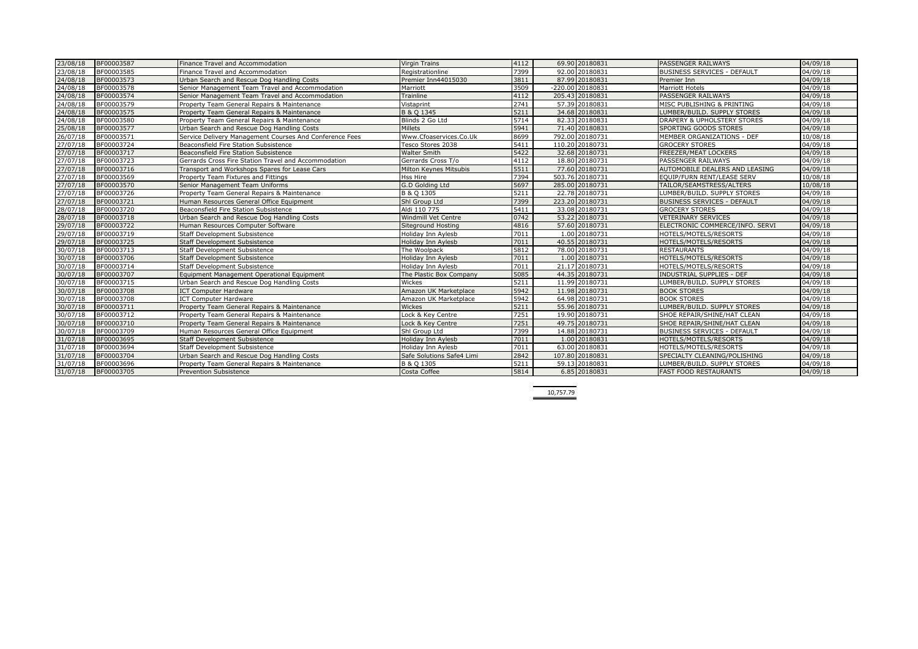| | | | | | | | | |
|---|---|---|---|---|---|---|---|---|
| 23/08/18 | BF00003587 | Finance Travel and Accommodation | Virgin Trains | 4112 | 69.90 | 20180831 | PASSENGER RAILWAYS | 04/09/18 |
| 23/08/18 | BF00003585 | Finance Travel and Accommodation | Registrationline | 7399 | 92.00 | 20180831 | BUSINESS SERVICES - DEFAULT | 04/09/18 |
| 24/08/18 | BF00003573 | Urban Search and Rescue Dog Handling Costs | Premier Inn44015030 | 3811 | 87.99 | 20180831 | Premier Inn | 04/09/18 |
| 24/08/18 | BF00003578 | Senior Management Team Travel and Accommodation | Marriott | 3509 | -220.00 | 20180831 | Marriott Hotels | 04/09/18 |
| 24/08/18 | BF00003574 | Senior Management Team Travel and Accommodation | Trainline | 4112 | 205.43 | 20180831 | PASSENGER RAILWAYS | 04/09/18 |
| 24/08/18 | BF00003579 | Property Team General Repairs & Maintenance | Vistaprint | 2741 | 57.39 | 20180831 | MISC PUBLISHING & PRINTING | 04/09/18 |
| 24/08/18 | BF00003575 | Property Team General Repairs & Maintenance | B & Q 1345 | 5211 | 34.68 | 20180831 | LUMBER/BUILD. SUPPLY STORES | 04/09/18 |
| 24/08/18 | BF00003580 | Property Team General Repairs & Maintenance | Blinds 2 Go Ltd | 5714 | 82.33 | 20180831 | DRAPERY & UPHOLSTERY STORES | 04/09/18 |
| 25/08/18 | BF00003577 | Urban Search and Rescue Dog Handling Costs | Millets | 5941 | 71.40 | 20180831 | SPORTING GOODS STORES | 04/09/18 |
| 26/07/18 | BF00003571 | Service Delivery Management Courses And Conference Fees | Www.Cfoaservices.Co.Uk | 8699 | 792.00 | 20180731 | MEMBER ORGANIZATIONS - DEF | 10/08/18 |
| 27/07/18 | BF00003724 | Beaconsfield Fire Station Subsistence | Tesco Stores 2038 | 5411 | 110.20 | 20180731 | GROCERY STORES | 04/09/18 |
| 27/07/18 | BF00003717 | Beaconsfield Fire Station Subsistence | Walter Smith | 5422 | 32.68 | 20180731 | FREEZER/MEAT LOCKERS | 04/09/18 |
| 27/07/18 | BF00003723 | Gerrards Cross Fire Station Travel and Accommodation | Gerrards Cross T/o | 4112 | 18.80 | 20180731 | PASSENGER RAILWAYS | 04/09/18 |
| 27/07/18 | BF00003716 | Transport and Workshops Spares for Lease Cars | Milton Keynes Mitsubis | 5511 | 77.60 | 20180731 | AUTOMOBILE DEALERS AND LEASING | 04/09/18 |
| 27/07/18 | BF00003569 | Property Team Fixtures and Fittings | Hss Hire | 7394 | 503.76 | 20180731 | EQUIP/FURN RENT/LEASE SERV | 10/08/18 |
| 27/07/18 | BF00003570 | Senior Management Team Uniforms | G.D Golding Ltd | 5697 | 285.00 | 20180731 | TAILOR/SEAMSTRESS/ALTERS | 10/08/18 |
| 27/07/18 | BF00003726 | Property Team General Repairs & Maintenance | B & Q 1305 | 5211 | 22.78 | 20180731 | LUMBER/BUILD. SUPPLY STORES | 04/09/18 |
| 27/07/18 | BF00003721 | Human Resources General Office Equipment | Shl Group Ltd | 7399 | 223.20 | 20180731 | BUSINESS SERVICES - DEFAULT | 04/09/18 |
| 28/07/18 | BF00003720 | Beaconsfield Fire Station Subsistence | Aldi 110 775 | 5411 | 33.08 | 20180731 | GROCERY STORES | 04/09/18 |
| 28/07/18 | BF00003718 | Urban Search and Rescue Dog Handling Costs | Windmill Vet Centre | 0742 | 53.22 | 20180731 | VETERINARY SERVICES | 04/09/18 |
| 29/07/18 | BF00003722 | Human Resources Computer Software | Siteground Hosting | 4816 | 57.60 | 20180731 | ELECTRONIC COMMERCE/INFO. SERVI | 04/09/18 |
| 29/07/18 | BF00003719 | Staff Development Subsistence | Holiday Inn Aylesb | 7011 | 1.00 | 20180731 | HOTELS/MOTELS/RESORTS | 04/09/18 |
| 29/07/18 | BF00003725 | Staff Development Subsistence | Holiday Inn Aylesb | 7011 | 40.55 | 20180731 | HOTELS/MOTELS/RESORTS | 04/09/18 |
| 30/07/18 | BF00003713 | Staff Development Subsistence | The Woolpack | 5812 | 78.00 | 20180731 | RESTAURANTS | 04/09/18 |
| 30/07/18 | BF00003706 | Staff Development Subsistence | Holiday Inn Aylesb | 7011 | 1.00 | 20180731 | HOTELS/MOTELS/RESORTS | 04/09/18 |
| 30/07/18 | BF00003714 | Staff Development Subsistence | Holiday Inn Aylesb | 7011 | 21.17 | 20180731 | HOTELS/MOTELS/RESORTS | 04/09/18 |
| 30/07/18 | BF00003707 | Equipment Management Operational Equipment | The Plastic Box Company | 5085 | 44.35 | 20180731 | INDUSTRIAL SUPPLIES - DEF | 04/09/18 |
| 30/07/18 | BF00003715 | Urban Search and Rescue Dog Handling Costs | Wickes | 5211 | 11.99 | 20180731 | LUMBER/BUILD. SUPPLY STORES | 04/09/18 |
| 30/07/18 | BF00003708 | ICT Computer Hardware | Amazon UK Marketplace | 5942 | 11.98 | 20180731 | BOOK STORES | 04/09/18 |
| 30/07/18 | BF00003708 | ICT Computer Hardware | Amazon UK Marketplace | 5942 | 64.98 | 20180731 | BOOK STORES | 04/09/18 |
| 30/07/18 | BF00003711 | Property Team General Repairs & Maintenance | Wickes | 5211 | 55.96 | 20180731 | LUMBER/BUILD. SUPPLY STORES | 04/09/18 |
| 30/07/18 | BF00003712 | Property Team General Repairs & Maintenance | Lock & Key Centre | 7251 | 19.90 | 20180731 | SHOE REPAIR/SHINE/HAT CLEAN | 04/09/18 |
| 30/07/18 | BF00003710 | Property Team General Repairs & Maintenance | Lock & Key Centre | 7251 | 49.75 | 20180731 | SHOE REPAIR/SHINE/HAT CLEAN | 04/09/18 |
| 30/07/18 | BF00003709 | Human Resources General Office Equipment | Shl Group Ltd | 7399 | 14.88 | 20180731 | BUSINESS SERVICES - DEFAULT | 04/09/18 |
| 31/07/18 | BF00003695 | Staff Development Subsistence | Holiday Inn Aylesb | 7011 | 1.00 | 20180831 | HOTELS/MOTELS/RESORTS | 04/09/18 |
| 31/07/18 | BF00003694 | Staff Development Subsistence | Holiday Inn Aylesb | 7011 | 63.00 | 20180831 | HOTELS/MOTELS/RESORTS | 04/09/18 |
| 31/07/18 | BF00003704 | Urban Search and Rescue Dog Handling Costs | Safe Solutions Safe4 Limi | 2842 | 107.80 | 20180831 | SPECIALTY CLEANING/POLISHING | 04/09/18 |
| 31/07/18 | BF00003696 | Property Team General Repairs & Maintenance | B & Q 1305 | 5211 | 59.13 | 20180831 | LUMBER/BUILD. SUPPLY STORES | 04/09/18 |
| 31/07/18 | BF00003705 | Prevention Subsistence | Costa Coffee | 5814 | 6.85 | 20180831 | FAST FOOD RESTAURANTS | 04/09/18 |
| | | | | | 10,757.79 | | | |